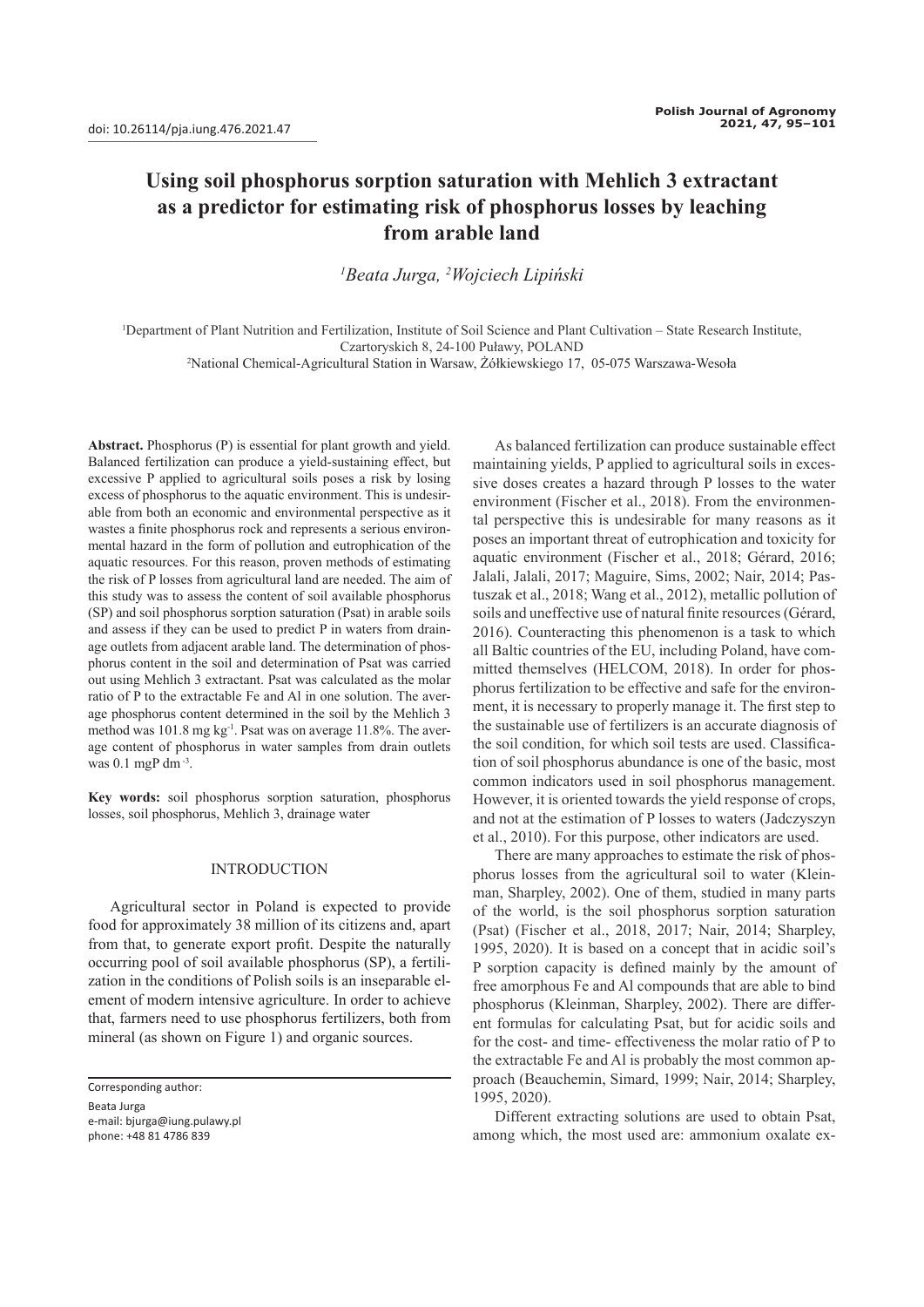doi: 10.26114/pja.iung.476.2021.47

# Using soil phosphorus sorption saturation with Mehlich 3 extractant as a predictor for estimating risk of phosphorus losses by leaching from arable land

*[1]Beata Jurga, [2]Wojciech Lipiński*

[1]Department of Plant Nutrition and Fertilization, Institute of Soil Science and Plant Cultivation – State Research Institute, Czartoryskich 8, 24-100 Puławy, POLAND
[2]National Chemical-Agricultural Station in Warsaw, Żółkiewskiego 17, 05-075 Warszawa-Wesoła

**Abstract.** Phosphorus (P) is essential for plant growth and yield. Balanced fertilization can produce a yield-sustaining effect, but excessive P applied to agricultural soils poses a risk by losing excess of phosphorus to the aquatic environment. This is undesirable from both an economic and environmental perspective as it wastes a finite phosphorus rock and represents a serious environmental hazard in the form of pollution and eutrophication of the aquatic resources. For this reason, proven methods of estimating the risk of P losses from agricultural land are needed. The aim of this study was to assess the content of soil available phosphorus (SP) and soil phosphorus sorption saturation (Psat) in arable soils and assess if they can be used to predict P in waters from drainage outlets from adjacent arable land. The determination of phosphorus content in the soil and determination of Psat was carried out using Mehlich 3 extractant. Psat was calculated as the molar ratio of P to the extractable Fe and Al in one solution. The average phosphorus content determined in the soil by the Mehlich 3 method was 101.8 mg kg$^{-1}$. Psat was on average 11.8%. The average content of phosphorus in water samples from drain outlets was 0.1 mgP dm$^{-3}$.

**Key words:** soil phosphorus sorption saturation, phosphorus losses, soil phosphorus, Mehlich 3, drainage water

## INTRODUCTION

Agricultural sector in Poland is expected to provide food for approximately 38 million of its citizens and, apart from that, to generate export profit. Despite the naturally occurring pool of soil available phosphorus (SP), a fertilization in the conditions of Polish soils is an inseparable element of modern intensive agriculture. In order to achieve that, farmers need to use phosphorus fertilizers, both from mineral (as shown on Figure 1) and organic sources.

As balanced fertilization can produce sustainable effect maintaining yields, P applied to agricultural soils in excessive doses creates a hazard through P losses to the water environment (Fischer et al., 2018). From the environmental perspective this is undesirable for many reasons as it poses an important threat of eutrophication and toxicity for aquatic environment (Fischer et al., 2018; Gérard, 2016; Jalali, Jalali, 2017; Maguire, Sims, 2002; Nair, 2014; Pastuszak et al., 2018; Wang et al., 2012), metallic pollution of soils and uneffective use of natural finite resources (Gérard, 2016). Counteracting this phenomenon is a task to which all Baltic countries of the EU, including Poland, have committed themselves (HELCOM, 2018). In order for phosphorus fertilization to be effective and safe for the environment, it is necessary to properly manage it. The first step to the sustainable use of fertilizers is an accurate diagnosis of the soil condition, for which soil tests are used. Classification of soil phosphorus abundance is one of the basic, most common indicators used in soil phosphorus management. However, it is oriented towards the yield response of crops, and not at the estimation of P losses to waters (Jadczyszyn et al., 2010). For this purpose, other indicators are used.

There are many approaches to estimate the risk of phosphorus losses from the agricultural soil to water (Kleinman, Sharpley, 2002). One of them, studied in many parts of the world, is the soil phosphorus sorption saturation (Psat) (Fischer et al., 2018, 2017; Nair, 2014; Sharpley, 1995, 2020). It is based on a concept that in acidic soil's P sorption capacity is defined mainly by the amount of free amorphous Fe and Al compounds that are able to bind phosphorus (Kleinman, Sharpley, 2002). There are different formulas for calculating Psat, but for acidic soils and for the cost- and time- effectiveness the molar ratio of P to the extractable Fe and Al is probably the most common approach (Beauchemin, Simard, 1999; Nair, 2014; Sharpley, 1995, 2020).

Different extracting solutions are used to obtain Psat, among which, the most used are: ammonium oxalate ex-

Corresponding author:
Beata Jurga
e-mail: bjurga@iung.pulawy.pl
phone: +48 81 4786 839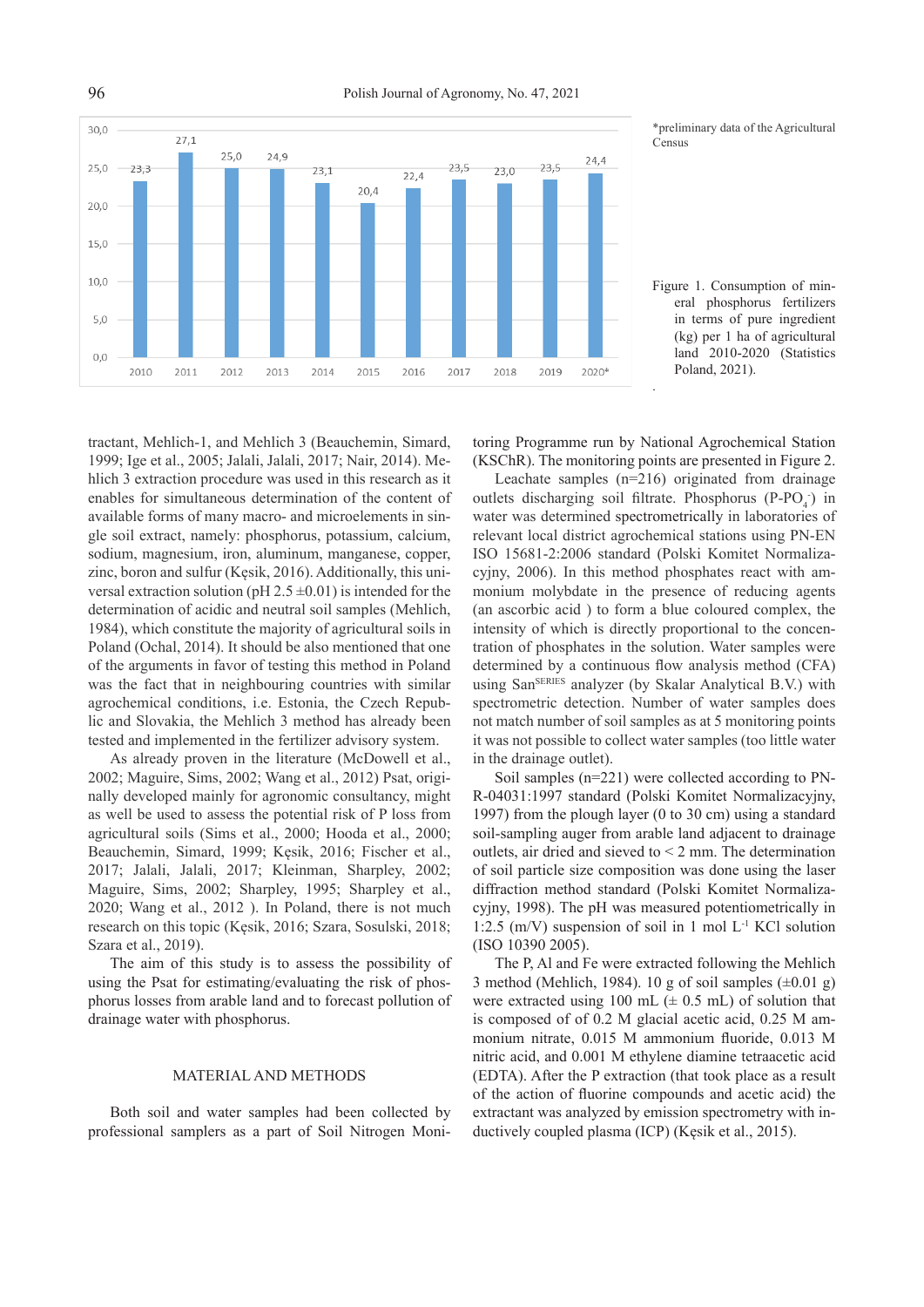30,0
25,0
20,0
15,0
10,0
5,0
0,0

23,3 27,1 25,0 24,9 23,1 20,4 22,4 23,5 23,0 23,5 24,4

2010 2011 2012 2013 2014 2015 2016 2017 2018 2019 2020*

*preliminary data of the Agricultural Census

Figure 1. Consumption of mineral phosphorus fertilizers in terms of pure ingredient (kg) per 1 ha of agricultural land 2010-2020 (Statistics Poland, 2021).

tractant, Mehlich-1, and Mehlich 3 (Beauchemin, Simard, 1999; Ige et al., 2005; Jalali, Jalali, 2017; Nair, 2014). Mehlich 3 extraction procedure was used in this research as it enables for simultaneous determination of the content of available forms of many macro- and microelements in single soil extract, namely: phosphorus, potassium, calcium, sodium, magnesium, iron, aluminum, manganese, copper, zinc, boron and sulfur (Kęsik, 2016). Additionally, this universal extraction solution (pH 2.5 ±0.01) is intended for the determination of acidic and neutral soil samples (Mehlich, 1984), which constitute the majority of agricultural soils in Poland (Ochal, 2014). It should be also mentioned that one of the arguments in favor of testing this method in Poland was the fact that in neighbouring countries with similar agrochemical conditions, i.e. Estonia, the Czech Republic and Slovakia, the Mehlich 3 method has already been tested and implemented in the fertilizer advisory system.

As already proven in the literature (McDowell et al., 2002; Maguire, Sims, 2002; Wang et al., 2012) Psat, originally developed mainly for agronomic consultancy, might as well be used to assess the potential risk of P loss from agricultural soils (Sims et al., 2000; Hooda et al., 2000; Beauchemin, Simard, 1999; Kęsik, 2016; Fischer et al., 2017; Jalali, Jalali, 2017; Kleinman, Sharpley, 2002; Maguire, Sims, 2002; Sharpley, 1995; Sharpley et al., 2020; Wang et al., 2012 ). In Poland, there is not much research on this topic (Kęsik, 2016; Szara, Sosulski, 2018; Szara et al., 2019).

The aim of this study is to assess the possibility of using the Psat for estimating/evaluating the risk of phosphorus losses from arable land and to forecast pollution of drainage water with phosphorus.

## MATERIAL AND METHODS

Both soil and water samples had been collected by professional samplers as a part of Soil Nitrogen Monitoring Programme run by National Agrochemical Station (KSChR). The monitoring points are presented in Figure 2.

Leachate samples (n=216) originated from drainage outlets discharging soil filtrate. Phosphorus (P-$PO_4^-$) in water was determined spectrometrically in laboratories of relevant local district agrochemical stations using PN-EN ISO 15681-2:2006 standard (Polski Komitet Normalizacyjny, 2006). In this method phosphates react with ammonium molybdate in the presence of reducing agents (an ascorbic acid ) to form a blue coloured complex, the intensity of which is directly proportional to the concentration of phosphates in the solution. Water samples were determined by a continuous flow analysis method (CFA) using San[SERIES] analyzer (by Skalar Analytical B.V.) with spectrometric detection. Number of water samples does not match number of soil samples as at 5 monitoring points it was not possible to collect water samples (too little water in the drainage outlet).

Soil samples (n=221) were collected according to PN-R-04031:1997 standard (Polski Komitet Normalizacyjny, 1997) from the plough layer (0 to 30 cm) using a standard soil-sampling auger from arable land adjacent to drainage outlets, air dried and sieved to < 2 mm. The determination of soil particle size composition was done using the laser diffraction method standard (Polski Komitet Normalizacyjny, 1998). The pH was measured potentiometrically in 1:2.5 (m/V) suspension of soil in 1 mol $L^{-1}$ KCl solution (ISO 10390 2005).

The P, Al and Fe were extracted following the Mehlich 3 method (Mehlich, 1984). 10 g of soil samples (±0.01 g) were extracted using 100 mL (± 0.5 mL) of solution that is composed of of 0.2 M glacial acetic acid, 0.25 M ammonium nitrate, 0.015 M ammonium fluoride, 0.013 M nitric acid, and 0.001 M ethylene diamine tetraacetic acid (EDTA). After the P extraction (that took place as a result of the action of fluorine compounds and acetic acid) the extractant was analyzed by emission spectrometry with inductively coupled plasma (ICP) (Kęsik et al., 2015).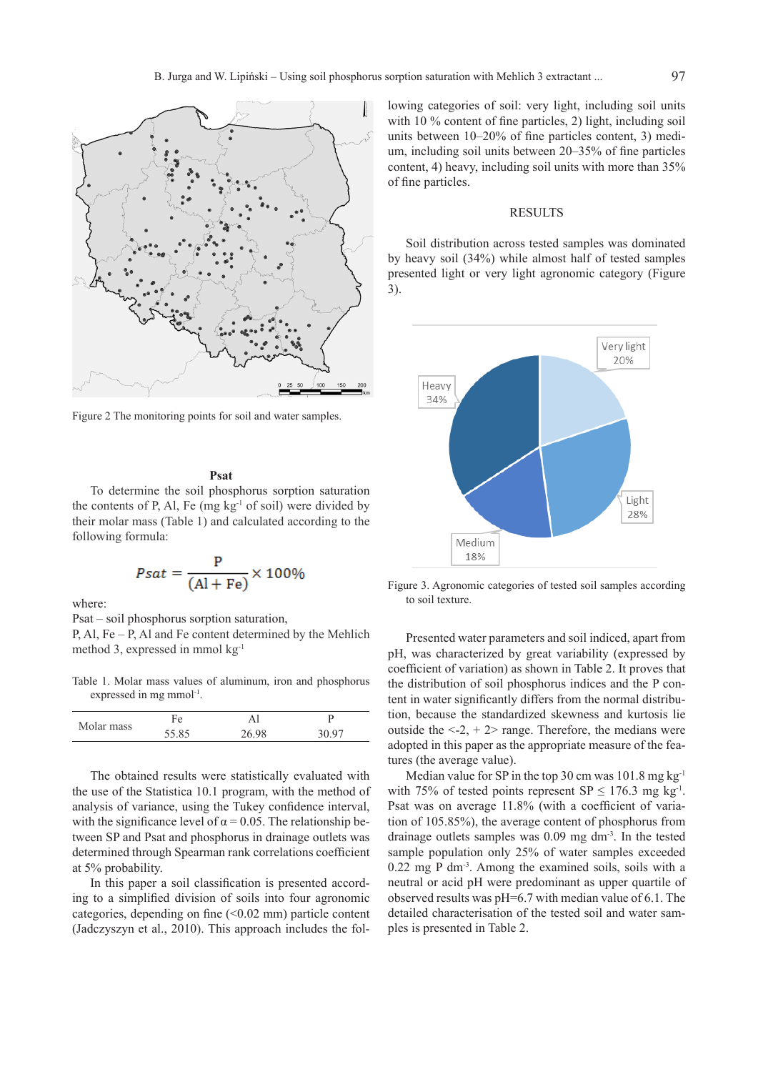0 25 50 100 150 200 km

Figure 2 The monitoring points for soil and water samples.

**Psat**

To determine the soil phosphorus sorption saturation the contents of P, Al, Fe (mg $kg^{-1}$ of soil) were divided by their molar mass (Table 1) and calculated according to the following formula:

$$Psat = \frac{P}{(Al + Fe)} \times 100\%$$

where:
Psat – soil phosphorus sorption saturation,
P, Al, Fe – P, Al and Fe content determined by the Mehlich method 3, expressed in mmol $kg^{-1}$

Table 1. Molar mass values of aluminum, iron and phosphorus expressed in mg $mmol^{-1}$.

| | Fe | Al | P |
|---|---|---|---|
| Molar mass | 55.85 | 26.98 | 30.97 |

The obtained results were statistically evaluated with the use of the Statistica 10.1 program, with the method of analysis of variance, using the Tukey confidence interval, with the significance level of $\alpha = 0.05$. The relationship between SP and Psat and phosphorus in drainage outlets was determined through Spearman rank correlations coefficient at 5% probability.

In this paper a soil classification is presented according to a simplified division of soils into four agronomic categories, depending on fine (<0.02 mm) particle content (Jadczyszyn et al., 2010). This approach includes the following categories of soil: very light, including soil units with 10 % content of fine particles, 2) light, including soil units between 10–20% of fine particles content, 3) medium, including soil units between 20–35% of fine particles content, 4) heavy, including soil units with more than 35% of fine particles.

## RESULTS

Soil distribution across tested samples was dominated by heavy soil (34%) while almost half of tested samples presented light or very light agronomic category (Figure 3).

Very light
20%
Heavy
34%
Light
28%
Medium
18%

Figure 3. Agronomic categories of tested soil samples according to soil texture.

Presented water parameters and soil indiced, apart from pH, was characterized by great variability (expressed by coefficient of variation) as shown in Table 2. It proves that the distribution of soil phosphorus indices and the P content in water significantly differs from the normal distribution, because the standardized skewness and kurtosis lie outside the <-2, + 2> range. Therefore, the medians were adopted in this paper as the appropriate measure of the features (the average value).

Median value for SP in the top 30 cm was 101.8 mg $kg^{-1}$ with 75% of tested points represent SP $\leq$ 176.3 mg $kg^{-1}$. Psat was on average 11.8% (with a coefficient of variation of 105.85%), the average content of phosphorus from drainage outlets samples was 0.09 mg $dm^{-3}$. In the tested sample population only 25% of water samples exceeded 0.22 mg P $dm^{-3}$. Among the examined soils, soils with a neutral or acid pH were predominant as upper quartile of observed results was pH=6.7 with median value of 6.1. The detailed characterisation of the tested soil and water samples is presented in Table 2.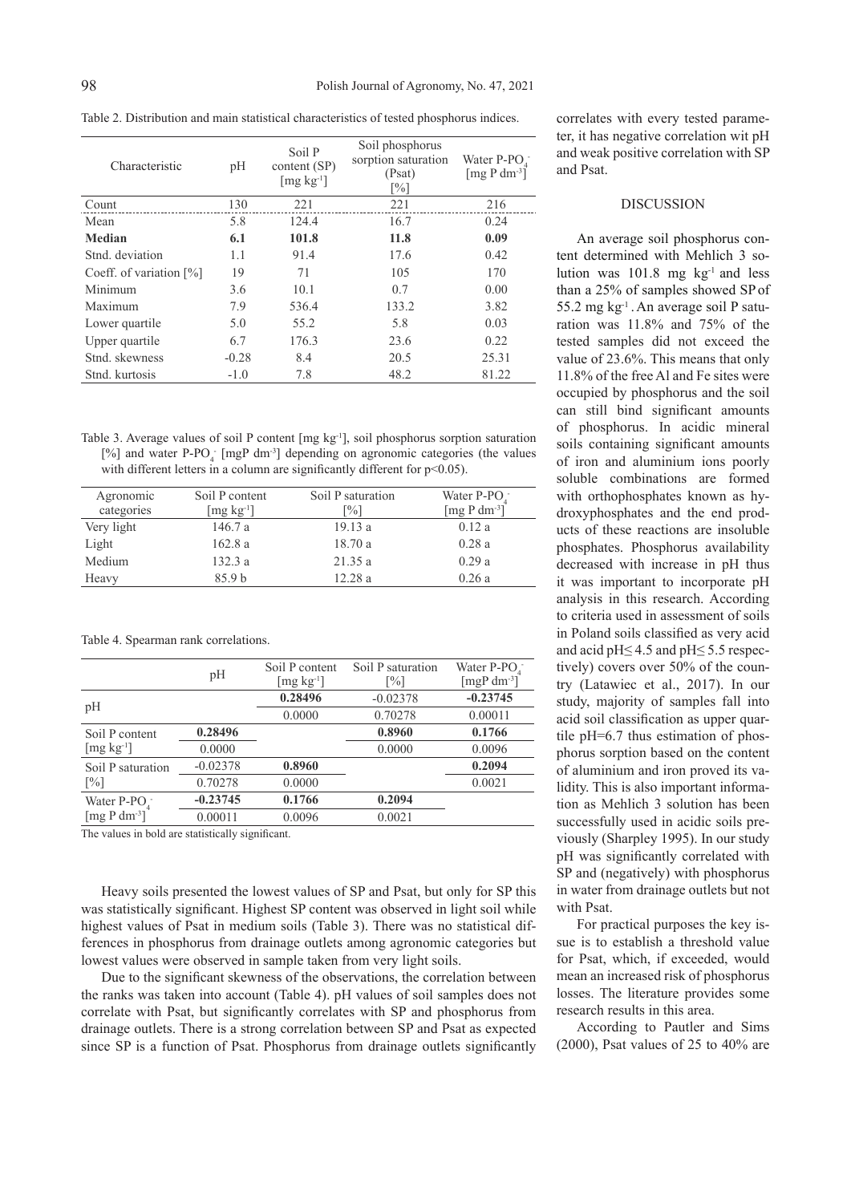Table 2. Distribution and main statistical characteristics of tested phosphorus indices.

| Characteristic | pH | Soil P content (SP) [mg kg$^{-1}$] | Soil phosphorus sorption saturation (Psat) [%] | Water P-$PO_4^-$ [mg P dm$^{-3}$] |
|---|---|---|---|---|
| Count | 130 | 221 | 221 | 216 |
| Mean | 5.8 | 124.4 | 16.7 | 0.24 |
| **Median** | **6.1** | **101.8** | **11.8** | **0.09** |
| Stnd. deviation | 1.1 | 91.4 | 17.6 | 0.42 |
| Coeff. of variation [%] | 19 | 71 | 105 | 170 |
| Minimum | 3.6 | 10.1 | 0.7 | 0.00 |
| Maximum | 7.9 | 536.4 | 133.2 | 3.82 |
| Lower quartile | 5.0 | 55.2 | 5.8 | 0.03 |
| Upper quartile | 6.7 | 176.3 | 23.6 | 0.22 |
| Stnd. skewness | -0.28 | 8.4 | 20.5 | 25.31 |
| Stnd. kurtosis | -1.0 | 7.8 | 48.2 | 81.22 |

Table 3. Average values of soil P content [mg kg$^{-1}$], soil phosphorus sorption saturation [%] and water P-$PO_4^-$ [mgP dm$^{-3}$] depending on agronomic categories (the values with different letters in a column are significantly different for $p<0.05$).

| Agronomic categories | Soil P content [mg kg$^{-1}$] | Soil P saturation [%] | Water P-$PO_4^-$ [mg P dm$^{-3}$] |
|---|---|---|---|
| Very light | 146.7 a | 19.13 a | 0.12 a |
| Light | 162.8 a | 18.70 a | 0.28 a |
| Medium | 132.3 a | 21.35 a | 0.29 a |
| Heavy | 85.9 b | 12.28 a | 0.26 a |

Table 4. Spearman rank correlations.

| | pH | Soil P content [mg kg$^{-1}$] | Soil P saturation [%] | Water P-$PO_4^-$ [mgP dm$^{-3}$] |
|---|---|---|---|---|
| pH | | **0.28496** | -0.02378 | **-0.23745** |
| | | 0.0000 | 0.70278 | 0.00011 |
| Soil P content [mg kg$^{-1}$] | **0.28496** | | **0.8960** | **0.1766** |
| | 0.0000 | | 0.0000 | 0.0096 |
| Soil P saturation [%] | -0.02378 | **0.8960** | | **0.2094** |
| | 0.70278 | 0.0000 | | 0.0021 |
| Water P-$PO_4^-$ [mg P dm$^{-3}$] | **-0.23745** | **0.1766** | **0.2094** | |
| | 0.00011 | 0.0096 | 0.0021 | |

The values in bold are statistically significant.

Heavy soils presented the lowest values of SP and Psat, but only for SP this was statistically significant. Highest SP content was observed in light soil while highest values of Psat in medium soils (Table 3). There was no statistical differences in phosphorus from drainage outlets among agronomic categories but lowest values were observed in sample taken from very light soils.

Due to the significant skewness of the observations, the correlation between the ranks was taken into account (Table 4). pH values of soil samples does not correlate with Psat, but significantly correlates with SP and phosphorus from drainage outlets. There is a strong correlation between SP and Psat as expected since SP is a function of Psat. Phosphorus from drainage outlets significantly correlates with every tested parameter, it has negative correlation wit pH and weak positive correlation with SP and Psat.

## DISCUSSION

An average soil phosphorus content determined with Mehlich 3 solution was 101.8 mg kg$^{-1}$ and less than a 25% of samples showed SP of 55.2 mg kg$^{-1}$. An average soil P saturation was 11.8% and 75% of the tested samples did not exceed the value of 23.6%. This means that only 11.8% of the free Al and Fe sites were occupied by phosphorus and the soil can still bind significant amounts of phosphorus. In acidic mineral soils containing significant amounts of iron and aluminium ions poorly soluble combinations are formed with orthophosphates known as hydroxyphosphates and the end products of these reactions are insoluble phosphates. Phosphorus availability decreased with increase in pH thus it was important to incorporate pH analysis in this research. According to criteria used in assessment of soils in Poland soils classified as very acid and acid pH≤ 4.5 and pH≤ 5.5 respectively) covers over 50% of the country (Latawiec et al., 2017). In our study, majority of samples fall into acid soil classification as upper quartile pH=6.7 thus estimation of phosphorus sorption based on the content of aluminium and iron proved its validity. This is also important information as Mehlich 3 solution has been successfully used in acidic soils previously (Sharpley 1995). In our study pH was significantly correlated with SP and (negatively) with phosphorus in water from drainage outlets but not with Psat.

For practical purposes the key issue is to establish a threshold value for Psat, which, if exceeded, would mean an increased risk of phosphorus losses. The literature provides some research results in this area.

According to Pautler and Sims (2000), Psat values of 25 to 40% are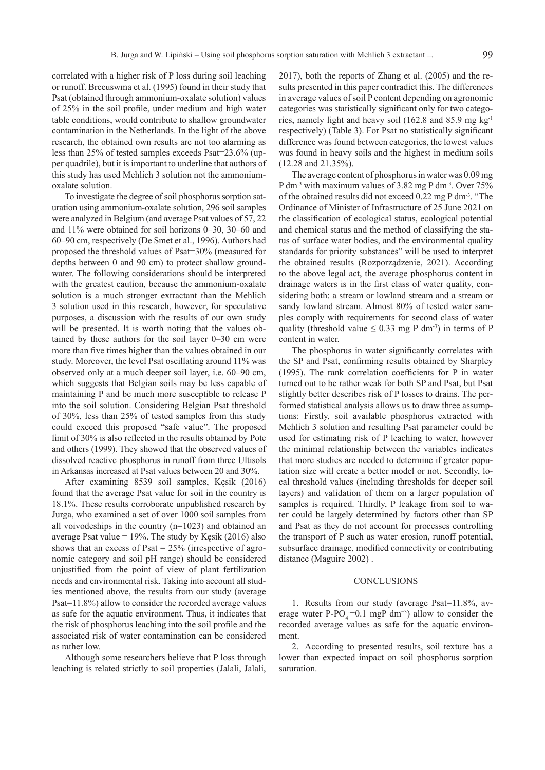correlated with a higher risk of P loss during soil leaching or runoff. Breeuswma et al. (1995) found in their study that Psat (obtained through ammonium-oxalate solution) values of 25% in the soil profile, under medium and high water table conditions, would contribute to shallow groundwater contamination in the Netherlands. In the light of the above research, the obtained own results are not too alarming as less than 25% of tested samples exceeds Psat=23.6% (upper quadrile), but it is important to underline that authors of this study has used Mehlich 3 solution not the ammonium-oxalate solution.

To investigate the degree of soil phosphorus sorption saturation using ammonium-oxalate solution, 296 soil samples were analyzed in Belgium (and average Psat values of 57, 22 and 11% were obtained for soil horizons 0–30, 30–60 and 60–90 cm, respectively (De Smet et al., 1996). Authors had proposed the threshold values of Psat=30% (measured for depths between 0 and 90 cm) to protect shallow groundwater. The following considerations should be interpreted with the greatest caution, because the ammonium-oxalate solution is a much stronger extractant than the Mehlich 3 solution used in this research, however, for speculative purposes, a discussion with the results of our own study will be presented. It is worth noting that the values obtained by these authors for the soil layer 0–30 cm were more than five times higher than the values obtained in our study. Moreover, the level Psat oscillating around 11% was observed only at a much deeper soil layer, i.e. 60–90 cm, which suggests that Belgian soils may be less capable of maintaining P and be much more susceptible to release P into the soil solution. Considering Belgian Psat threshold of 30%, less than 25% of tested samples from this study could exceed this proposed "safe value". The proposed limit of 30% is also reflected in the results obtained by Pote and others (1999). They showed that the observed values of dissolved reactive phosphorus in runoff from three Ultisols in Arkansas increased at Psat values between 20 and 30%.

After examining 8539 soil samples, Kęsik (2016) found that the average Psat value for soil in the country is 18.1%. These results corroborate unpublished research by Jurga, who examined a set of over 1000 soil samples from all voivodeships in the country (n=1023) and obtained an average Psat value = 19%. The study by Kęsik (2016) also shows that an excess of Psat = 25% (irrespective of agronomic category and soil pH range) should be considered unjustified from the point of view of plant fertilization needs and environmental risk. Taking into account all studies mentioned above, the results from our study (average Psat=11.8%) allow to consider the recorded average values as safe for the aquatic environment. Thus, it indicates that the risk of phosphorus leaching into the soil profile and the associated risk of water contamination can be considered as rather low.

Although some researchers believe that P loss through leaching is related strictly to soil properties (Jalali, Jalali, 2017), both the reports of Zhang et al. (2005) and the results presented in this paper contradict this. The differences in average values of soil P content depending on agronomic categories was statistically significant only for two categories, namely light and heavy soil (162.8 and 85.9 mg $kg^{-1}$ respectively) (Table 3). For Psat no statistically significant difference was found between categories, the lowest values was found in heavy soils and the highest in medium soils (12.28 and 21.35%).

The average content of phosphorus in water was 0.09 mg P $dm^{-3}$ with maximum values of 3.82 mg P $dm^{-3}$. Over 75% of the obtained results did not exceed 0.22 mg P $dm^{-3}$. "The Ordinance of Minister of Infrastructure of 25 June 2021 on the classification of ecological status, ecological potential and chemical status and the method of classifying the status of surface water bodies, and the environmental quality standards for priority substances" will be used to interpret the obtained results (Rozporządzenie, 2021). According to the above legal act, the average phosphorus content in drainage waters is in the first class of water quality, considering both: a stream or lowland stream and a stream or sandy lowland stream. Almost 80% of tested water samples comply with requirements for second class of water quality (threshold value $\leq$ 0.33 mg P $dm^{-3}$) in terms of P content in water.

The phosphorus in water significantly correlates with the SP and Psat, confirming results obtained by Sharpley (1995). The rank correlation coefficients for P in water turned out to be rather weak for both SP and Psat, but Psat slightly better describes risk of P losses to drains. The performed statistical analysis allows us to draw three assumptions: Firstly, soil available phosphorus extracted with Mehlich 3 solution and resulting Psat parameter could be used for estimating risk of P leaching to water, however the minimal relationship between the variables indicates that more studies are needed to determine if greater population size will create a better model or not. Secondly, local threshold values (including thresholds for deeper soil layers) and validation of them on a larger population of samples is required. Thirdly, P leakage from soil to water could be largely determined by factors other than SP and Psat as they do not account for processes controlling the transport of P such as water erosion, runoff potential, subsurface drainage, modified connectivity or contributing distance (Maguire 2002) .

## CONCLUSIONS

1. Results from our study (average Psat=11.8%, average water P-$PO_4^-$=0.1 mgP $dm^{-3}$) allow to consider the recorded average values as safe for the aquatic environment.

2. According to presented results, soil texture has a lower than expected impact on soil phosphorus sorption saturation.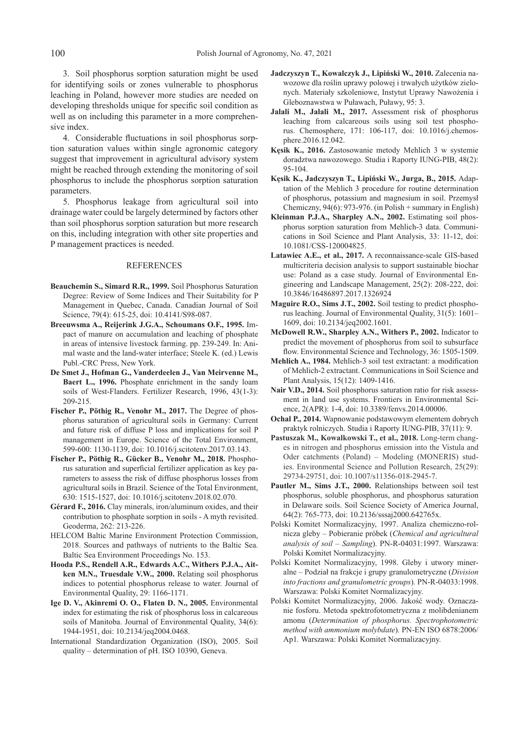3. Soil phosphorus sorption saturation might be used for identifying soils or zones vulnerable to phosphorus leaching in Poland, however more studies are needed on developing thresholds unique for specific soil condition as well as on including this parameter in a more comprehensive index.

4. Considerable fluctuations in soil phosphorus sorption saturation values within single agronomic category suggest that improvement in agricultural advisory system might be reached through extending the monitoring of soil phosphorus to include the phosphorus sorption saturation parameters.

5. Phosphorus leakage from agricultural soil into drainage water could be largely determined by factors other than soil phosphorus sorption saturation but more research on this, including integration with other site properties and P management practices is needed.

## REFERENCES

**Beauchemin S., Simard R.R., 1999.** Soil Phosphorus Saturation Degree: Review of Some Indices and Their Suitability for P Management in Quebec, Canada. Canadian Journal of Soil Science, 79(4): 615-25, doi: 10.4141/S98-087.

**Breeuwsma A., Reijerink J.G.A., Schoumans O.F., 1995.** Impact of manure on accumulation and leaching of phosphate in areas of intensive livestock farming. pp. 239-249. In: Animal waste and the land-water interface; Steele K. (ed.) Lewis Publ.-CRC Press, New York.

**De Smet J., Hofman G., Vanderdeelen J., Van Meirvenne M., Baert L., 1996.** Phosphate enrichment in the sandy loam soils of West-Flanders. Fertilizer Research, 1996, 43(1-3): 209-215.

**Fischer P., Pöthig R., Venohr M., 2017.** The Degree of phosphorus saturation of agricultural soils in Germany: Current and future risk of diffuse P loss and implications for soil P management in Europe. Science of the Total Environment, 599-600: 1130-1139, doi: 10.1016/j.scitotenv.2017.03.143.

**Fischer P., Pöthig R., Gücker B., Venohr M., 2018.** Phosphorus saturation and superficial fertilizer application as key parameters to assess the risk of diffuse phosphorus losses from agricultural soils in Brazil. Science of the Total Environment, 630: 1515-1527, doi: 10.1016/j.scitotenv.2018.02.070.

**Gérard F., 2016.** Clay minerals, iron/aluminum oxides, and their contribution to phosphate sorption in soils - A myth revisited. Geoderma, 262: 213-226.

HELCOM Baltic Marine Environment Protection Commission, 2018. Sources and pathways of nutrients to the Baltic Sea. Baltic Sea Environment Proceedings No. 153.

**Hooda P.S., Rendell A.R., Edwards A.C., Withers P.J.A., Aitken M.N., Truesdale V.W., 2000.** Relating soil phosphorus indices to potential phosphorus release to water. Journal of Environmental Quality, 29: 1166-1171.

**Ige D. V., Akinremi O. O., Flaten D. N., 2005.** Environmental index for estimating the risk of phosphorus loss in calcareous soils of Manitoba. Journal of Environmental Quality, 34(6): 1944-1951, doi: 10.2134/jeq2004.0468.

International Standardization Organization (ISO), 2005. Soil quality – determination of pH. ISO 10390, Geneva.

**Jadczyszyn T., Kowalczyk J., Lipiński W., 2010.** Zalecenia nawozowe dla roślin uprawy polowej i trwałych użytków zielonych. Materiały szkoleniowe, Instytut Uprawy Nawożenia i Gleboznawstwa w Puławach, Puławy, 95: 3.

**Jalali M., Jalali M., 2017.** Assessment risk of phosphorus leaching from calcareous soils using soil test phosphorus. Chemosphere, 171: 106-117, doi: 10.1016/j.chemosphere.2016.12.042.

**Kęsik K., 2016.** Zastosowanie metody Mehlich 3 w systemie doradztwa nawozowego. Studia i Raporty IUNG-PIB, 48(2): 95-104.

**Kęsik K., Jadczyszyn T., Lipiński W., Jurga, B., 2015.** Adaptation of the Mehlich 3 procedure for routine determination of phosphorus, potassium and magnesium in soil. Przemysł Chemiczny, 94(6): 973-976. (in Polish + summary in English)

**Kleinman P.J.A., Sharpley A.N., 2002.** Estimating soil phosphorus sorption saturation from Mehlich-3 data. Communications in Soil Science and Plant Analysis, 33: 11-12, doi: 10.1081/CSS-120004825.

**Latawiec A.E., et al., 2017.** A reconnaissance-scale GIS-based multicriteria decision analysis to support sustainable biochar use: Poland as a case study. Journal of Environmental Engineering and Landscape Management, 25(2): 208-222, doi: 10.3846/16486897.2017.1326924

**Maguire R.O., Sims J.T., 2002.** Soil testing to predict phosphorus leaching. Journal of Environmental Quality, 31(5): 1601–1609, doi: 10.2134/jeq2002.1601.

**McDowell R.W., Sharpley A.N., Withers P., 2002.** Indicator to predict the movement of phosphorus from soil to subsurface flow. Environmental Science and Technology, 36: 1505-1509.

**Mehlich A., 1984.** Mehlich-3 soil test extractant: a modification of Mehlich-2 extractant. Communications in Soil Science and Plant Analysis, 15(12): 1409-1416.

**Nair V.D., 2014.** Soil phosphorus saturation ratio for risk assessment in land use systems. Frontiers in Environmental Science, 2(APR): 1-4, doi: 10.3389/fenvs.2014.00006.

**Ochal P., 2014.** Wapnowanie podstawowym elementem dobrych praktyk rolniczych. Studia i Raporty IUNG-PIB, 37(11): 9.

**Pastuszak M., Kowalkowski T., et al., 2018.** Long-term changes in nitrogen and phosphorus emission into the Vistula and Oder catchments (Poland) – Modeling (MONERIS) studies. Environmental Science and Pollution Research, 25(29): 29734-29751, doi: 10.1007/s11356-018-2945-7.

**Pautler M., Sims J.T., 2000.** Relationships between soil test phosphorus, soluble phosphorus, and phosphorus saturation in Delaware soils. Soil Science Society of America Journal, 64(2): 765-773, doi: 10.2136/sssaj2000.642765x.

Polski Komitet Normalizacyjny, 1997. Analiza chemiczno-rolnicza gleby – Pobieranie próbek (*Chemical and agricultural analysis of soil – Sampling*). PN-R-04031:1997. Warszawa: Polski Komitet Normalizacyjny.

Polski Komitet Normalizacyjny, 1998. Gleby i utwory mineralne – Podział na frakcje i grupy granulometryczne (*Division into fractions and granulometric groups*)*.* PN-R-04033:1998. Warszawa: Polski Komitet Normalizacyjny.

Polski Komitet Normalizacyjny, 2006. Jakość wody. Oznaczanie fosforu. Metoda spektrofotometryczna z molibdenianem amonu (*Determination of phosphorus. Spectrophotometric method with ammonium molybdate*)*.* PN-EN ISO 6878:2006/Ap1*.* Warszawa: Polski Komitet Normalizacyjny.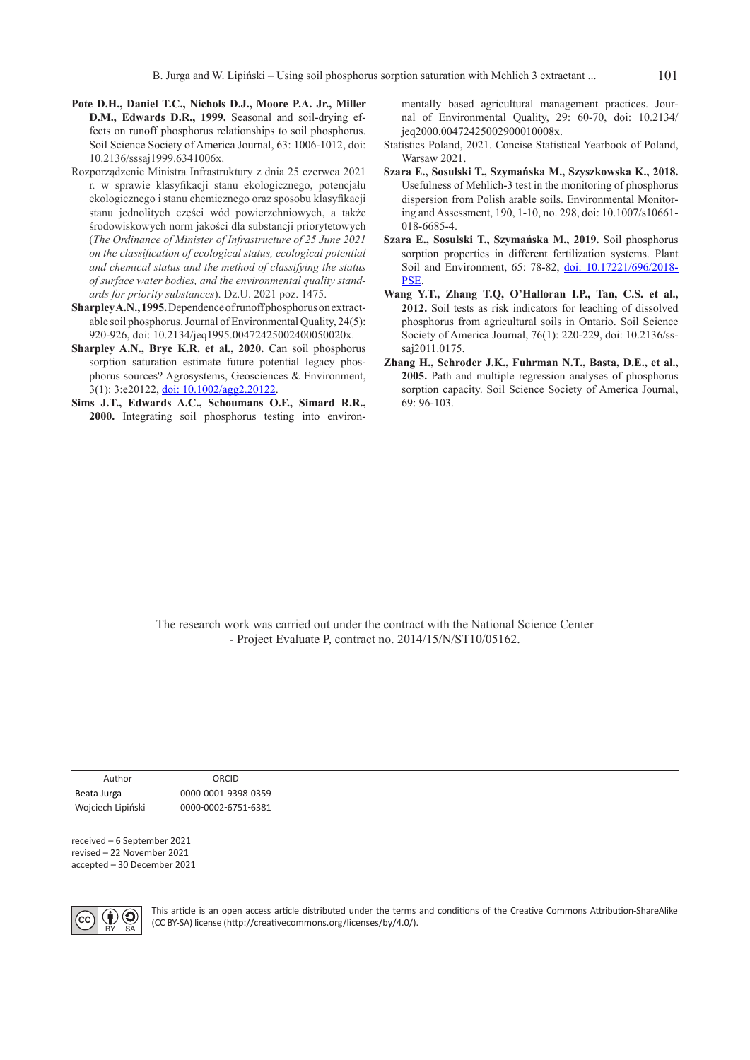**Pote D.H., Daniel T.C., Nichols D.J., Moore P.A. Jr., Miller D.M., Edwards D.R., 1999.** Seasonal and soil-drying effects on runoff phosphorus relationships to soil phosphorus. Soil Science Society of America Journal, 63: 1006-1012, doi: 10.2136/sssaj1999.6341006x.

Rozporządzenie Ministra Infrastruktury z dnia 25 czerwca 2021 r. w sprawie klasyfikacji stanu ekologicznego, potencjału ekologicznego i stanu chemicznego oraz sposobu klasyfikacji stanu jednolitych części wód powierzchniowych, a także środowiskowych norm jakości dla substancji priorytetowych (*The Ordinance of Minister of Infrastructure of 25 June 2021 on the classification of ecological status, ecological potential and chemical status and the method of classifying the status of surface water bodies, and the environmental quality standards for priority substances*). Dz.U. 2021 poz. 1475.

**Sharpley A.N., 1995.** Dependence of runoff phosphorus on extractable soil phosphorus. Journal of Environmental Quality, 24(5): 920-926, doi: 10.2134/jeq1995.00472425002400050020x.

**Sharpley A.N., Brye K.R. et al., 2020.** Can soil phosphorus sorption saturation estimate future potential legacy phosphorus sources? Agrosystems, Geosciences & Environment, 3(1): 3:e20122, doi: 10.1002/agg2.20122.

**Sims J.T., Edwards A.C., Schoumans O.F., Simard R.R., 2000.** Integrating soil phosphorus testing into environmentally based agricultural management practices. Journal of Environmental Quality, 29: 60-70, doi: 10.2134/jeq2000.00472425002900010008x.

Statistics Poland, 2021. Concise Statistical Yearbook of Poland, Warsaw 2021.

**Szara E., Sosulski T., Szymańska M., Szyszkowska K., 2018.** Usefulness of Mehlich-3 test in the monitoring of phosphorus dispersion from Polish arable soils. Environmental Monitoring and Assessment, 190, 1-10, no. 298, doi: 10.1007/s10661-018-6685-4.

**Szara E., Sosulski T., Szymańska M., 2019.** Soil phosphorus sorption properties in different fertilization systems. Plant Soil and Environment, 65: 78-82, doi: 10.17221/696/2018-PSE.

**Wang Y.T., Zhang T.Q, O'Halloran I.P., Tan, C.S. et al., 2012.** Soil tests as risk indicators for leaching of dissolved phosphorus from agricultural soils in Ontario. Soil Science Society of America Journal, 76(1): 220-229, doi: 10.2136/sssaj2011.0175.

**Zhang H., Schroder J.K., Fuhrman N.T., Basta, D.E., et al., 2005.** Path and multiple regression analyses of phosphorus sorption capacity. Soil Science Society of America Journal, 69: 96-103.

The research work was carried out under the contract with the National Science Center - Project Evaluate P, contract no. 2014/15/N/ST10/05162.

| Author | ORCID |
| --- | --- |
| Beata Jurga | 0000-0001-9398-0359 |
| Wojciech Lipiński | 0000-0002-6751-6381 |

received – 6 September 2021
revised – 22 November 2021
accepted – 30 December 2021

This article is an open access article distributed under the terms and conditions of the Creative Commons Attribution-ShareAlike (CC BY-SA) license (http://creativecommons.org/licenses/by/4.0/).